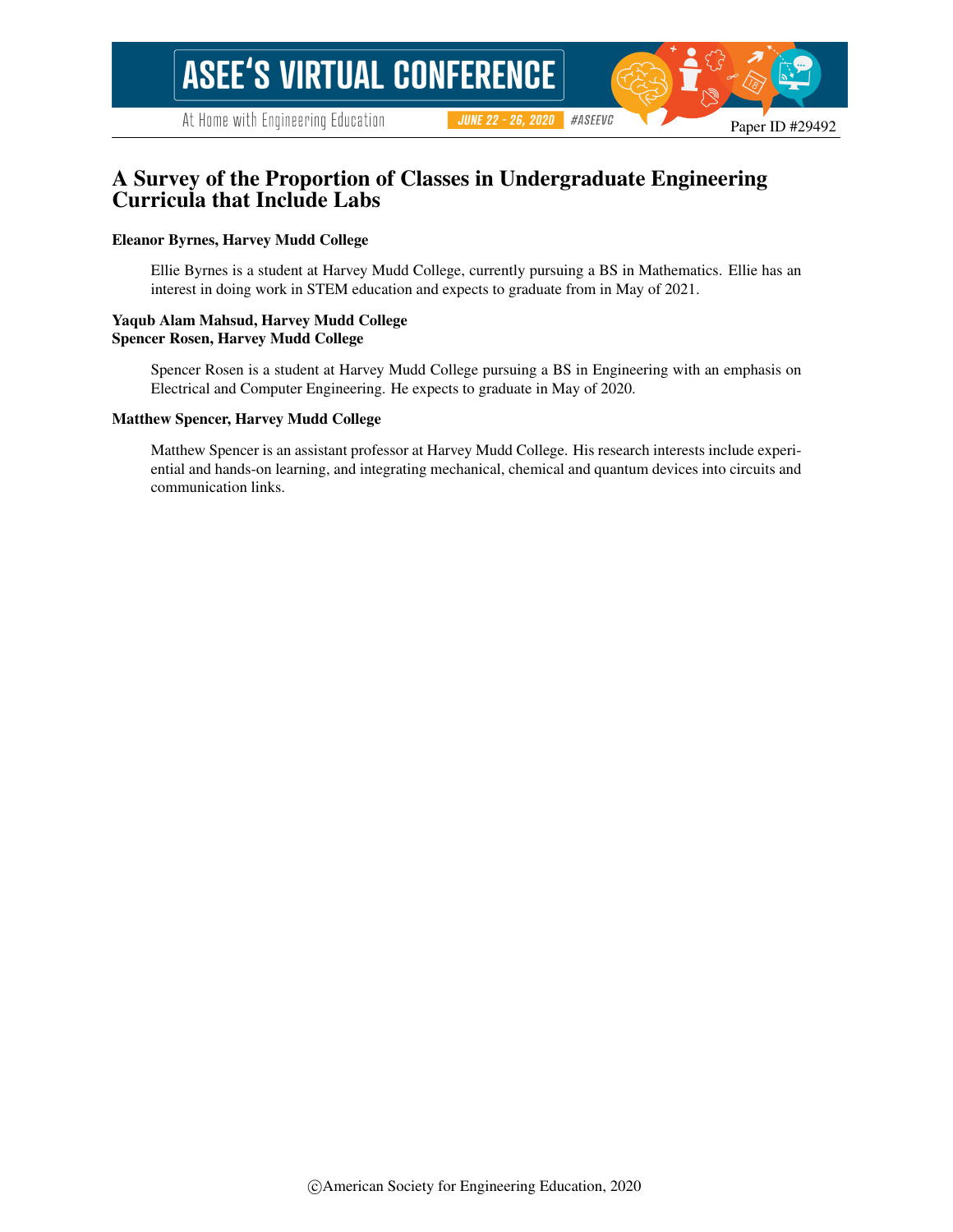# A Survey of the Proportion of Classes in Undergraduate Engineering Curricula that Include Labs

**Eleanor Byrnes, Harvey Mudd College**

Ellie Byrnes is a student at Harvey Mudd College, currently pursuing a BS in Mathematics. Ellie has an interest in doing work in STEM education and expects to graduate from in May of 2021.

**Yaqub Alam Mahsud, Harvey Mudd College**
**Spencer Rosen, Harvey Mudd College**

Spencer Rosen is a student at Harvey Mudd College pursuing a BS in Engineering with an emphasis on Electrical and Computer Engineering. He expects to graduate in May of 2020.

**Matthew Spencer, Harvey Mudd College**

Matthew Spencer is an assistant professor at Harvey Mudd College. His research interests include experiential and hands-on learning, and integrating mechanical, chemical and quantum devices into circuits and communication links.

©American Society for Engineering Education, 2020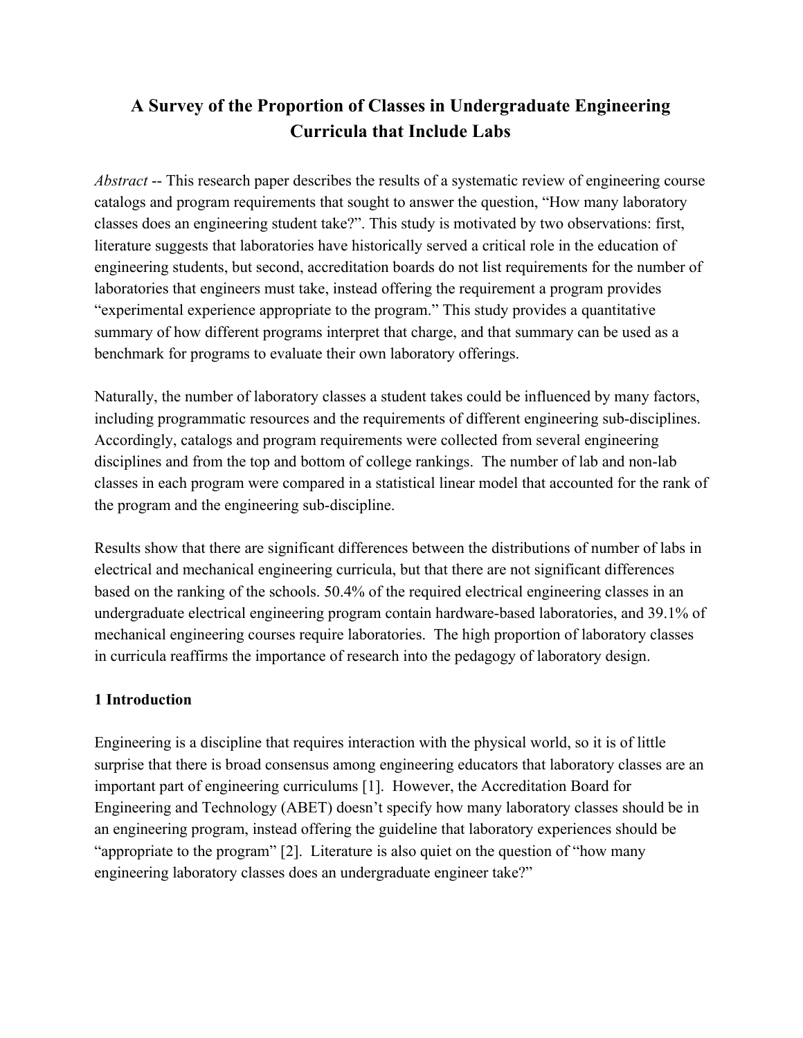# A Survey of the Proportion of Classes in Undergraduate Engineering Curricula that Include Labs

*Abstract* -- This research paper describes the results of a systematic review of engineering course catalogs and program requirements that sought to answer the question, "How many laboratory classes does an engineering student take?". This study is motivated by two observations: first, literature suggests that laboratories have historically served a critical role in the education of engineering students, but second, accreditation boards do not list requirements for the number of laboratories that engineers must take, instead offering the requirement a program provides "experimental experience appropriate to the program." This study provides a quantitative summary of how different programs interpret that charge, and that summary can be used as a benchmark for programs to evaluate their own laboratory offerings.

Naturally, the number of laboratory classes a student takes could be influenced by many factors, including programmatic resources and the requirements of different engineering sub-disciplines. Accordingly, catalogs and program requirements were collected from several engineering disciplines and from the top and bottom of college rankings. The number of lab and non-lab classes in each program were compared in a statistical linear model that accounted for the rank of the program and the engineering sub-discipline.

Results show that there are significant differences between the distributions of number of labs in electrical and mechanical engineering curricula, but that there are not significant differences based on the ranking of the schools. 50.4% of the required electrical engineering classes in an undergraduate electrical engineering program contain hardware-based laboratories, and 39.1% of mechanical engineering courses require laboratories. The high proportion of laboratory classes in curricula reaffirms the importance of research into the pedagogy of laboratory design.

## 1 Introduction

Engineering is a discipline that requires interaction with the physical world, so it is of little surprise that there is broad consensus among engineering educators that laboratory classes are an important part of engineering curriculums [1]. However, the Accreditation Board for Engineering and Technology (ABET) doesn't specify how many laboratory classes should be in an engineering program, instead offering the guideline that laboratory experiences should be "appropriate to the program" [2]. Literature is also quiet on the question of "how many engineering laboratory classes does an undergraduate engineer take?"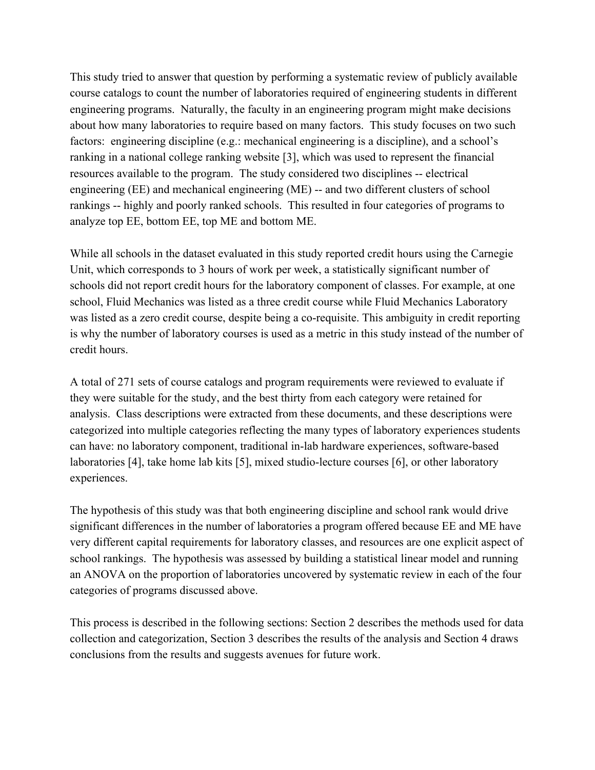This study tried to answer that question by performing a systematic review of publicly available course catalogs to count the number of laboratories required of engineering students in different engineering programs. Naturally, the faculty in an engineering program might make decisions about how many laboratories to require based on many factors. This study focuses on two such factors: engineering discipline (e.g.: mechanical engineering is a discipline), and a school's ranking in a national college ranking website [3], which was used to represent the financial resources available to the program. The study considered two disciplines -- electrical engineering (EE) and mechanical engineering (ME) -- and two different clusters of school rankings -- highly and poorly ranked schools. This resulted in four categories of programs to analyze top EE, bottom EE, top ME and bottom ME.

While all schools in the dataset evaluated in this study reported credit hours using the Carnegie Unit, which corresponds to 3 hours of work per week, a statistically significant number of schools did not report credit hours for the laboratory component of classes. For example, at one school, Fluid Mechanics was listed as a three credit course while Fluid Mechanics Laboratory was listed as a zero credit course, despite being a co-requisite. This ambiguity in credit reporting is why the number of laboratory courses is used as a metric in this study instead of the number of credit hours.

A total of 271 sets of course catalogs and program requirements were reviewed to evaluate if they were suitable for the study, and the best thirty from each category were retained for analysis. Class descriptions were extracted from these documents, and these descriptions were categorized into multiple categories reflecting the many types of laboratory experiences students can have: no laboratory component, traditional in-lab hardware experiences, software-based laboratories [4], take home lab kits [5], mixed studio-lecture courses [6], or other laboratory experiences.

The hypothesis of this study was that both engineering discipline and school rank would drive significant differences in the number of laboratories a program offered because EE and ME have very different capital requirements for laboratory classes, and resources are one explicit aspect of school rankings. The hypothesis was assessed by building a statistical linear model and running an ANOVA on the proportion of laboratories uncovered by systematic review in each of the four categories of programs discussed above.

This process is described in the following sections: Section 2 describes the methods used for data collection and categorization, Section 3 describes the results of the analysis and Section 4 draws conclusions from the results and suggests avenues for future work.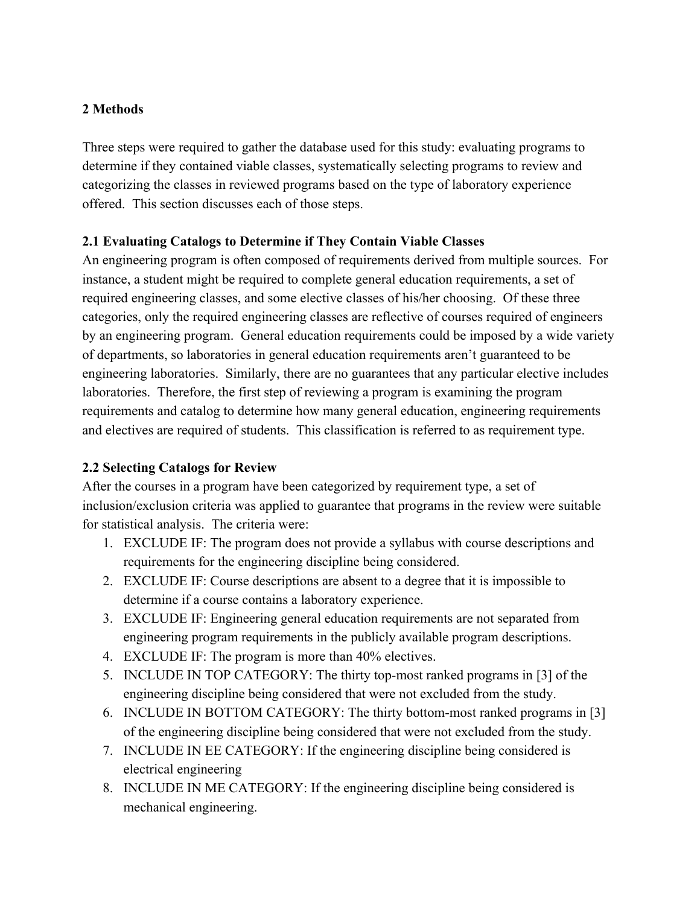## 2 Methods

Three steps were required to gather the database used for this study: evaluating programs to determine if they contained viable classes, systematically selecting programs to review and categorizing the classes in reviewed programs based on the type of laboratory experience offered. This section discusses each of those steps.

### 2.1 Evaluating Catalogs to Determine if They Contain Viable Classes

An engineering program is often composed of requirements derived from multiple sources. For instance, a student might be required to complete general education requirements, a set of required engineering classes, and some elective classes of his/her choosing. Of these three categories, only the required engineering classes are reflective of courses required of engineers by an engineering program. General education requirements could be imposed by a wide variety of departments, so laboratories in general education requirements aren't guaranteed to be engineering laboratories. Similarly, there are no guarantees that any particular elective includes laboratories. Therefore, the first step of reviewing a program is examining the program requirements and catalog to determine how many general education, engineering requirements and electives are required of students. This classification is referred to as requirement type.

### 2.2 Selecting Catalogs for Review

After the courses in a program have been categorized by requirement type, a set of inclusion/exclusion criteria was applied to guarantee that programs in the review were suitable for statistical analysis. The criteria were:

1. EXCLUDE IF: The program does not provide a syllabus with course descriptions and requirements for the engineering discipline being considered.
2. EXCLUDE IF: Course descriptions are absent to a degree that it is impossible to determine if a course contains a laboratory experience.
3. EXCLUDE IF: Engineering general education requirements are not separated from engineering program requirements in the publicly available program descriptions.
4. EXCLUDE IF: The program is more than 40% electives.
5. INCLUDE IN TOP CATEGORY: The thirty top-most ranked programs in [3] of the engineering discipline being considered that were not excluded from the study.
6. INCLUDE IN BOTTOM CATEGORY: The thirty bottom-most ranked programs in [3] of the engineering discipline being considered that were not excluded from the study.
7. INCLUDE IN EE CATEGORY: If the engineering discipline being considered is electrical engineering
8. INCLUDE IN ME CATEGORY: If the engineering discipline being considered is mechanical engineering.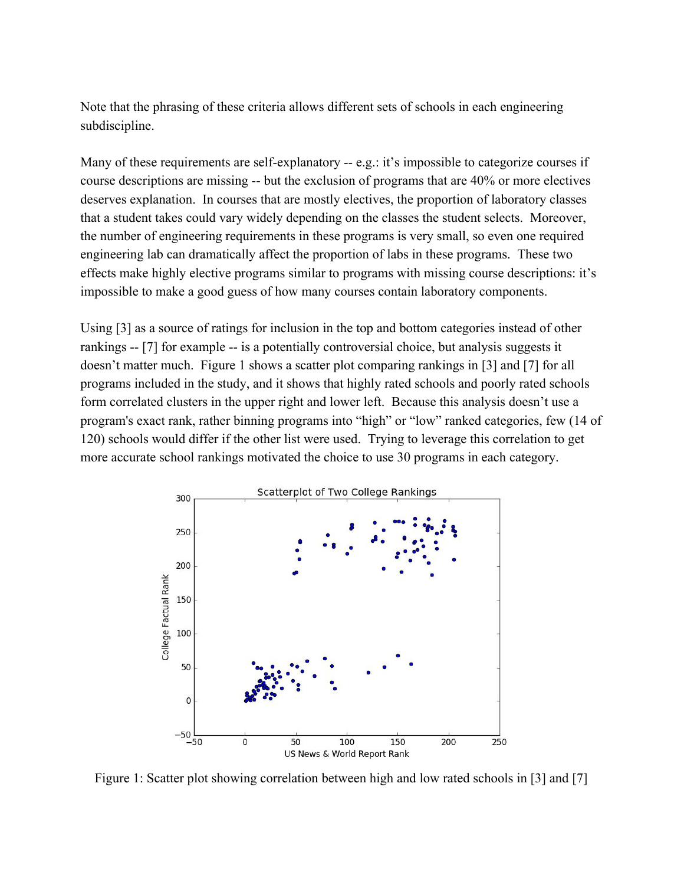Note that the phrasing of these criteria allows different sets of schools in each engineering subdiscipline.

Many of these requirements are self-explanatory -- e.g.: it's impossible to categorize courses if course descriptions are missing -- but the exclusion of programs that are 40% or more electives deserves explanation. In courses that are mostly electives, the proportion of laboratory classes that a student takes could vary widely depending on the classes the student selects. Moreover, the number of engineering requirements in these programs is very small, so even one required engineering lab can dramatically affect the proportion of labs in these programs. These two effects make highly elective programs similar to programs with missing course descriptions: it's impossible to make a good guess of how many courses contain laboratory components.

Using [3] as a source of ratings for inclusion in the top and bottom categories instead of other rankings -- [7] for example -- is a potentially controversial choice, but analysis suggests it doesn't matter much. Figure 1 shows a scatter plot comparing rankings in [3] and [7] for all programs included in the study, and it shows that highly rated schools and poorly rated schools form correlated clusters in the upper right and lower left. Because this analysis doesn't use a program's exact rank, rather binning programs into "high" or "low" ranked categories, few (14 of 120) schools would differ if the other list were used. Trying to leverage this correlation to get more accurate school rankings motivated the choice to use 30 programs in each category.

Figure 1: Scatter plot showing correlation between high and low rated schools in [3] and [7]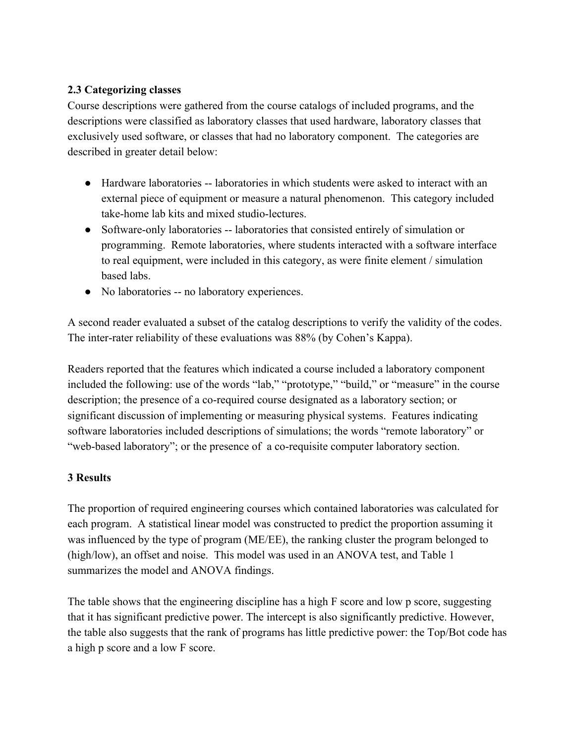### 2.3 Categorizing classes

Course descriptions were gathered from the course catalogs of included programs, and the descriptions were classified as laboratory classes that used hardware, laboratory classes that exclusively used software, or classes that had no laboratory component. The categories are described in greater detail below:

- Hardware laboratories -- laboratories in which students were asked to interact with an external piece of equipment or measure a natural phenomenon. This category included take-home lab kits and mixed studio-lectures.
- Software-only laboratories -- laboratories that consisted entirely of simulation or programming. Remote laboratories, where students interacted with a software interface to real equipment, were included in this category, as were finite element / simulation based labs.
- No laboratories -- no laboratory experiences.

A second reader evaluated a subset of the catalog descriptions to verify the validity of the codes. The inter-rater reliability of these evaluations was 88% (by Cohen's Kappa).

Readers reported that the features which indicated a course included a laboratory component included the following: use of the words "lab," "prototype," "build," or "measure" in the course description; the presence of a co-required course designated as a laboratory section; or significant discussion of implementing or measuring physical systems. Features indicating software laboratories included descriptions of simulations; the words "remote laboratory" or "web-based laboratory"; or the presence of a co-requisite computer laboratory section.

## 3 Results

The proportion of required engineering courses which contained laboratories was calculated for each program. A statistical linear model was constructed to predict the proportion assuming it was influenced by the type of program (ME/EE), the ranking cluster the program belonged to (high/low), an offset and noise. This model was used in an ANOVA test, and Table 1 summarizes the model and ANOVA findings.

The table shows that the engineering discipline has a high F score and low p score, suggesting that it has significant predictive power. The intercept is also significantly predictive. However, the table also suggests that the rank of programs has little predictive power: the Top/Bot code has a high p score and a low F score.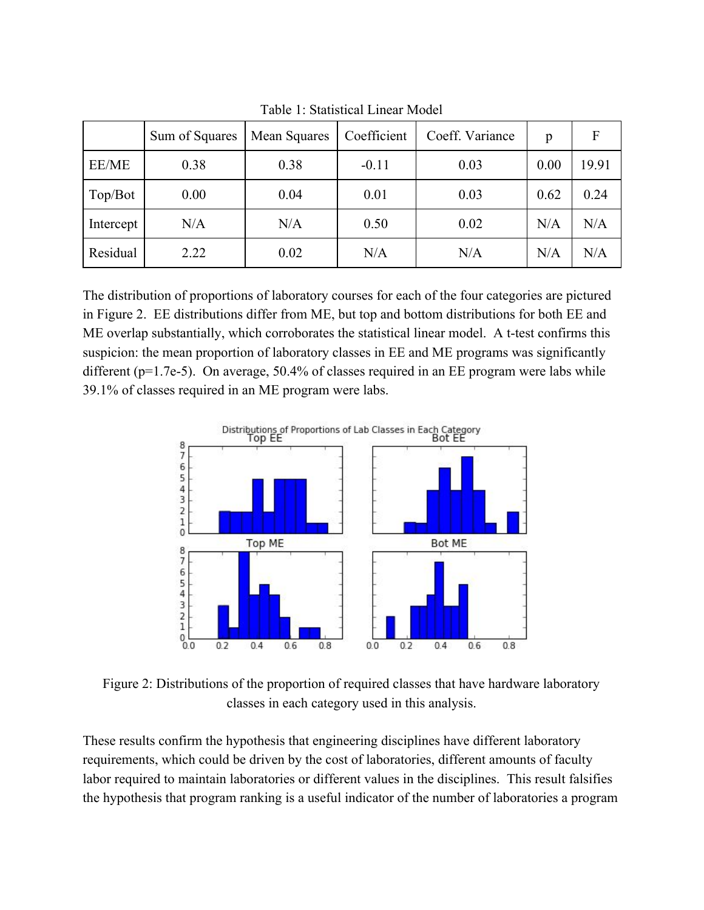Table 1: Statistical Linear Model

| | Sum of Squares | Mean Squares | Coefficient | Coeff. Variance | p | F |
|---|---|---|---|---|---|---|
| EE/ME | 0.38 | 0.38 | -0.11 | 0.03 | 0.00 | 19.91 |
| Top/Bot | 0.00 | 0.04 | 0.01 | 0.03 | 0.62 | 0.24 |
| Intercept | N/A | N/A | 0.50 | 0.02 | N/A | N/A |
| Residual | 2.22 | 0.02 | N/A | N/A | N/A | N/A |

The distribution of proportions of laboratory courses for each of the four categories are pictured in Figure 2. EE distributions differ from ME, but top and bottom distributions for both EE and ME overlap substantially, which corroborates the statistical linear model. A t-test confirms this suspicion: the mean proportion of laboratory classes in EE and ME programs was significantly different ($p=1.7e-5$). On average, 50.4% of classes required in an EE program were labs while 39.1% of classes required in an ME program were labs.

Figure 2: Distributions of the proportion of required classes that have hardware laboratory classes in each category used in this analysis.

These results confirm the hypothesis that engineering disciplines have different laboratory requirements, which could be driven by the cost of laboratories, different amounts of faculty labor required to maintain laboratories or different values in the disciplines. This result falsifies the hypothesis that program ranking is a useful indicator of the number of laboratories a program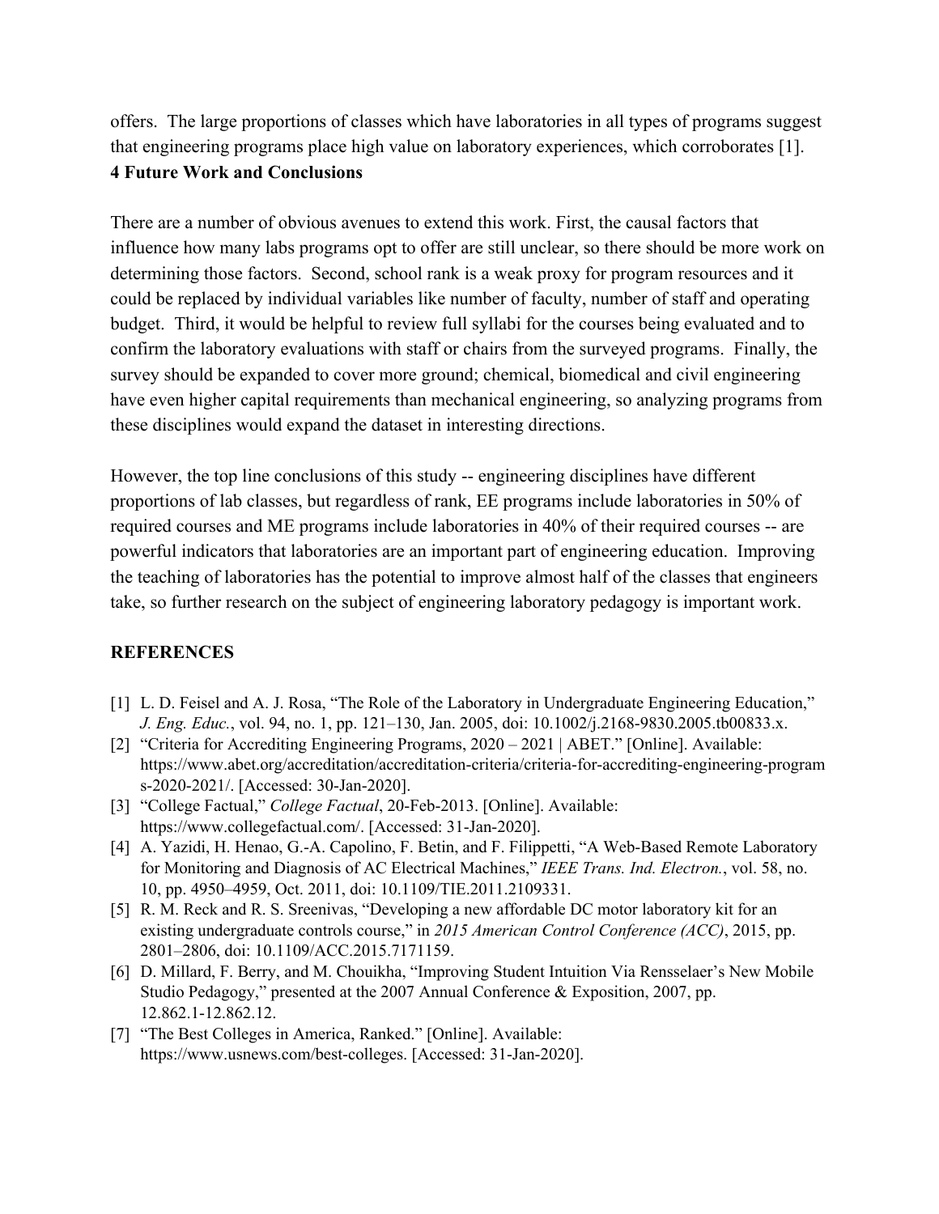offers. The large proportions of classes which have laboratories in all types of programs suggest that engineering programs place high value on laboratory experiences, which corroborates [1].

## 4 Future Work and Conclusions

There are a number of obvious avenues to extend this work. First, the causal factors that influence how many labs programs opt to offer are still unclear, so there should be more work on determining those factors. Second, school rank is a weak proxy for program resources and it could be replaced by individual variables like number of faculty, number of staff and operating budget. Third, it would be helpful to review full syllabi for the courses being evaluated and to confirm the laboratory evaluations with staff or chairs from the surveyed programs. Finally, the survey should be expanded to cover more ground; chemical, biomedical and civil engineering have even higher capital requirements than mechanical engineering, so analyzing programs from these disciplines would expand the dataset in interesting directions.

However, the top line conclusions of this study -- engineering disciplines have different proportions of lab classes, but regardless of rank, EE programs include laboratories in 50% of required courses and ME programs include laboratories in 40% of their required courses -- are powerful indicators that laboratories are an important part of engineering education. Improving the teaching of laboratories has the potential to improve almost half of the classes that engineers take, so further research on the subject of engineering laboratory pedagogy is important work.

## REFERENCES

[1] L. D. Feisel and A. J. Rosa, "The Role of the Laboratory in Undergraduate Engineering Education," *J. Eng. Educ.*, vol. 94, no. 1, pp. 121–130, Jan. 2005, doi: 10.1002/j.2168-9830.2005.tb00833.x.

[2] "Criteria for Accrediting Engineering Programs, 2020 – 2021 | ABET." [Online]. Available: https://www.abet.org/accreditation/accreditation-criteria/criteria-for-accrediting-engineering-programs-2020-2021/. [Accessed: 30-Jan-2020].

[3] "College Factual," *College Factual*, 20-Feb-2013. [Online]. Available: https://www.collegefactual.com/. [Accessed: 31-Jan-2020].

[4] A. Yazidi, H. Henao, G.-A. Capolino, F. Betin, and F. Filippetti, "A Web-Based Remote Laboratory for Monitoring and Diagnosis of AC Electrical Machines," *IEEE Trans. Ind. Electron.*, vol. 58, no. 10, pp. 4950–4959, Oct. 2011, doi: 10.1109/TIE.2011.2109331.

[5] R. M. Reck and R. S. Sreenivas, "Developing a new affordable DC motor laboratory kit for an existing undergraduate controls course," in *2015 American Control Conference (ACC)*, 2015, pp. 2801–2806, doi: 10.1109/ACC.2015.7171159.

[6] D. Millard, F. Berry, and M. Chouikha, "Improving Student Intuition Via Rensselaer's New Mobile Studio Pedagogy," presented at the 2007 Annual Conference & Exposition, 2007, pp. 12.862.1-12.862.12.

[7] "The Best Colleges in America, Ranked." [Online]. Available: https://www.usnews.com/best-colleges. [Accessed: 31-Jan-2020].